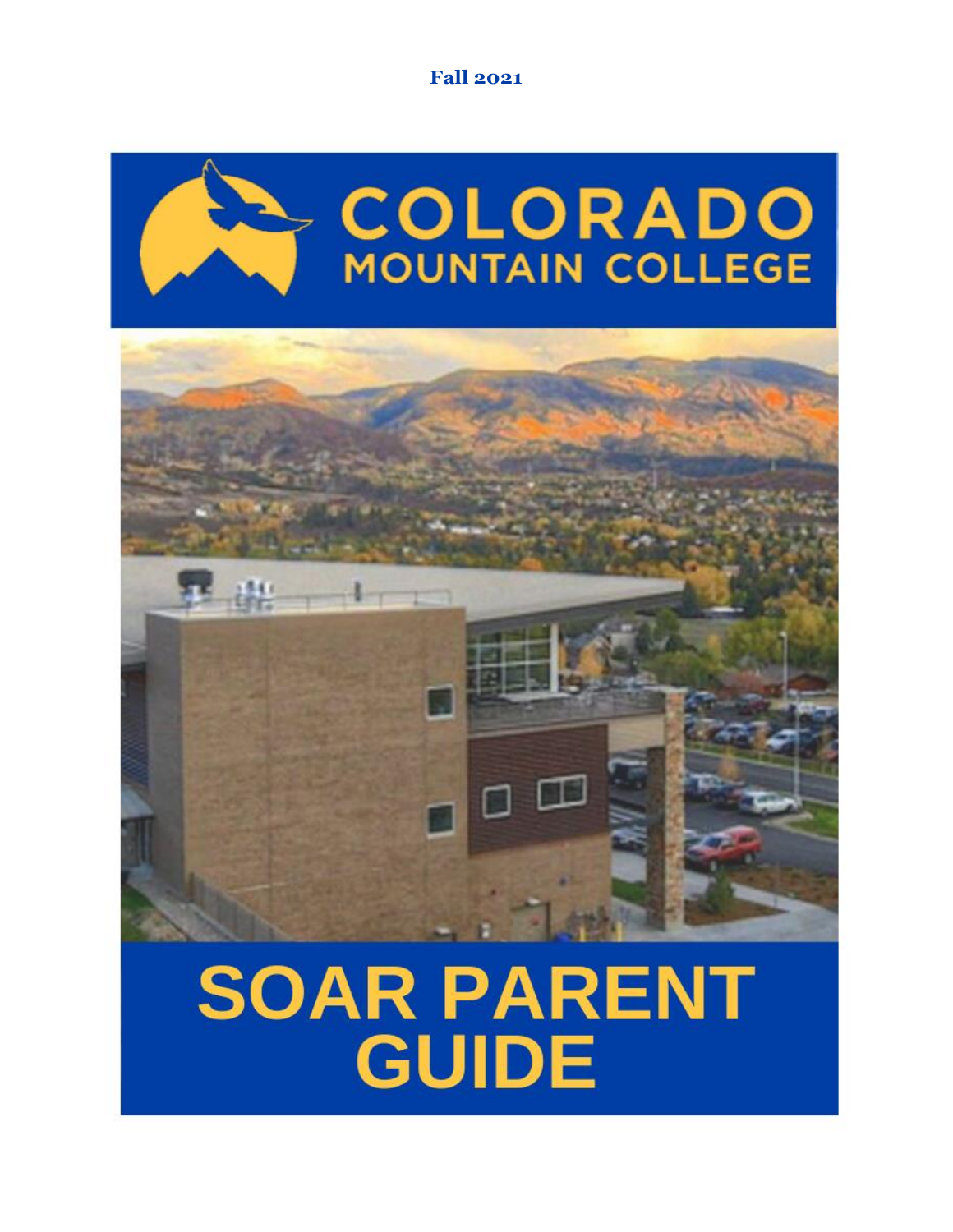**Fall 2021**

# COLORADO MOUNTAIN COLLEGE

# SOAR PARENT GUIDE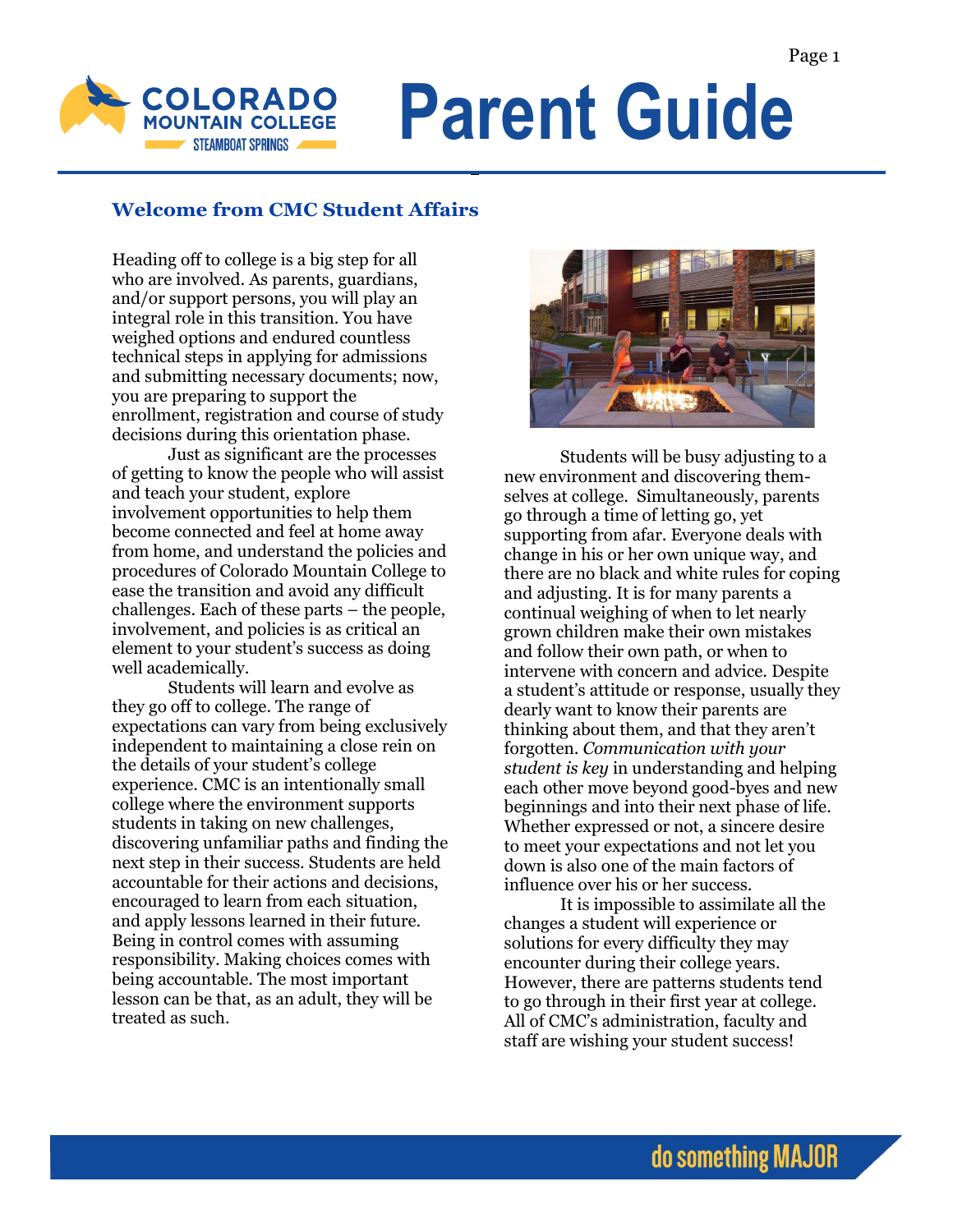# Parent Guide

## Welcome from CMC Student Affairs

Heading off to college is a big step for all who are involved. As parents, guardians, and/or support persons, you will play an integral role in this transition. You have weighed options and endured countless technical steps in applying for admissions and submitting necessary documents; now, you are preparing to support the enrollment, registration and course of study decisions during this orientation phase.

Just as significant are the processes of getting to know the people who will assist and teach your student, explore involvement opportunities to help them become connected and feel at home away from home, and understand the policies and procedures of Colorado Mountain College to ease the transition and avoid any difficult challenges. Each of these parts – the people, involvement, and policies is as critical an element to your student's success as doing well academically.

Students will learn and evolve as they go off to college. The range of expectations can vary from being exclusively independent to maintaining a close rein on the details of your student's college experience. CMC is an intentionally small college where the environment supports students in taking on new challenges, discovering unfamiliar paths and finding the next step in their success. Students are held accountable for their actions and decisions, encouraged to learn from each situation, and apply lessons learned in their future. Being in control comes with assuming responsibility. Making choices comes with being accountable. The most important lesson can be that, as an adult, they will be treated as such.

Students will be busy adjusting to a new environment and discovering themselves at college. Simultaneously, parents go through a time of letting go, yet supporting from afar. Everyone deals with change in his or her own unique way, and there are no black and white rules for coping and adjusting. It is for many parents a continual weighing of when to let nearly grown children make their own mistakes and follow their own path, or when to intervene with concern and advice. Despite a student's attitude or response, usually they dearly want to know their parents are thinking about them, and that they aren't forgotten. *Communication with your student is key* in understanding and helping each other move beyond good-byes and new beginnings and into their next phase of life. Whether expressed or not, a sincere desire to meet your expectations and not let you down is also one of the main factors of influence over his or her success.

It is impossible to assimilate all the changes a student will experience or solutions for every difficulty they may encounter during their college years. However, there are patterns students tend to go through in their first year at college. All of CMC's administration, faculty and staff are wishing your student success!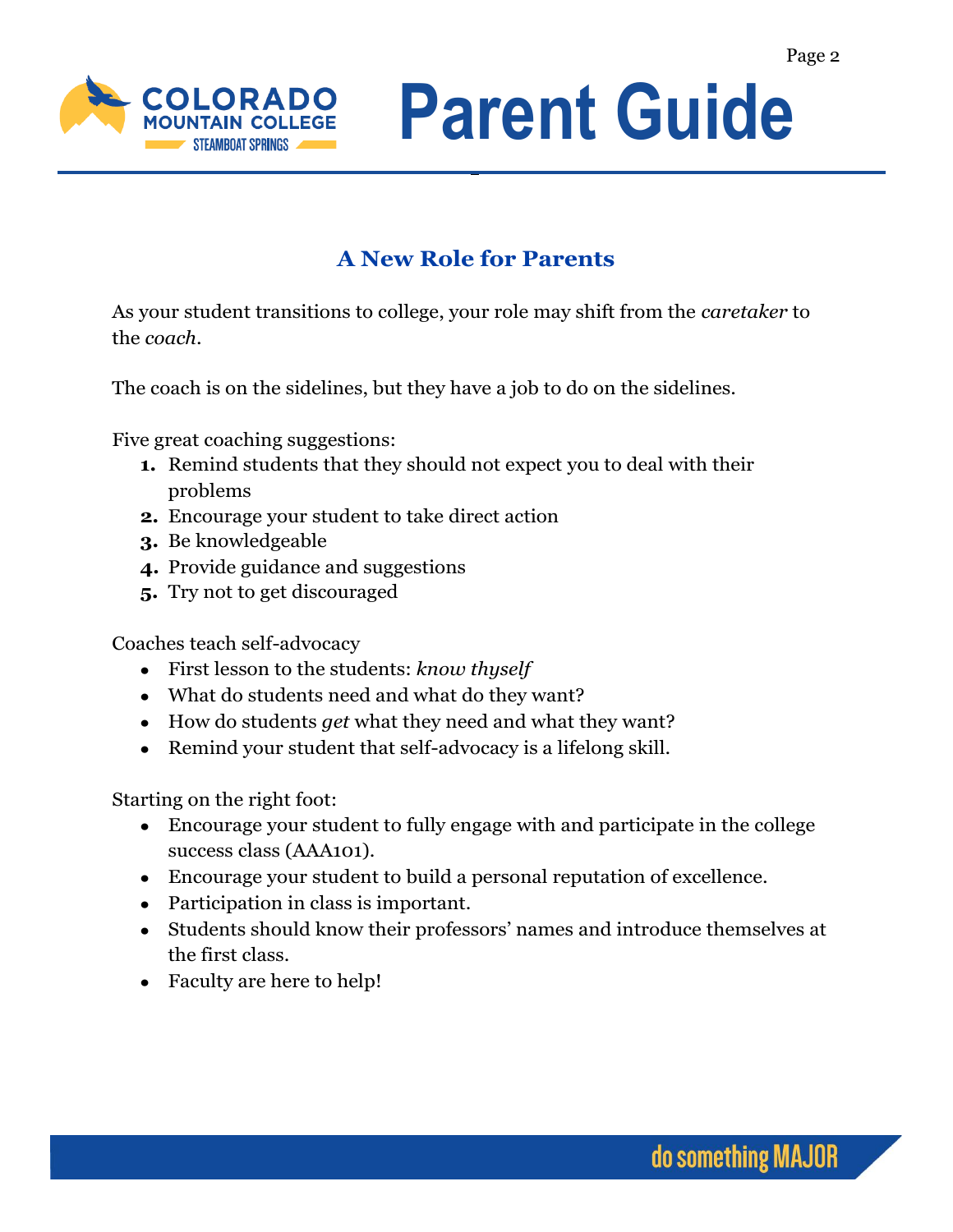## A New Role for Parents

As your student transitions to college, your role may shift from the *caretaker* to the *coach*.

The coach is on the sidelines, but they have a job to do on the sidelines.

Five great coaching suggestions:

1. Remind students that they should not expect you to deal with their problems
2. Encourage your student to take direct action
3. Be knowledgeable
4. Provide guidance and suggestions
5. Try not to get discouraged

Coaches teach self-advocacy

- First lesson to the students: *know thyself*
- What do students need and what do they want?
- How do students *get* what they need and what they want?
- Remind your student that self-advocacy is a lifelong skill.

Starting on the right foot:

- Encourage your student to fully engage with and participate in the college success class (AAA101).
- Encourage your student to build a personal reputation of excellence.
- Participation in class is important.
- Students should know their professors' names and introduce themselves at the first class.
- Faculty are here to help!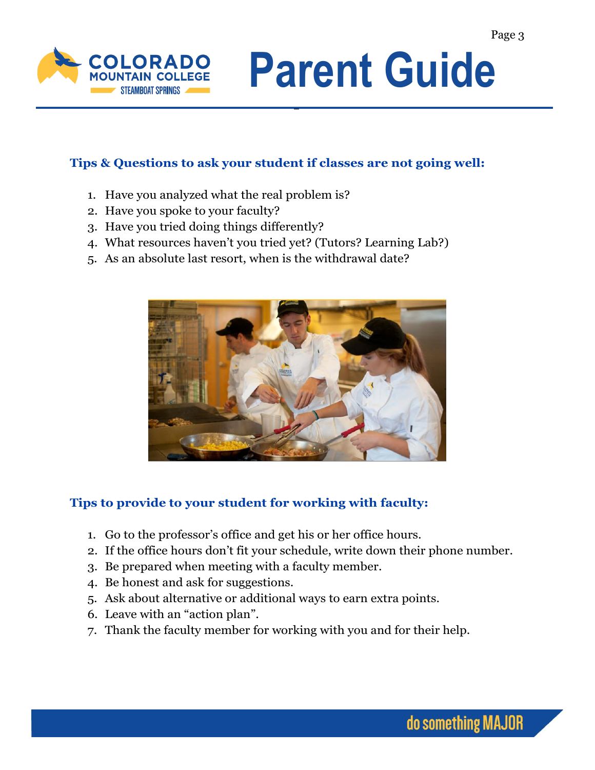### Tips & Questions to ask your student if classes are not going well:

1. Have you analyzed what the real problem is?
2. Have you spoke to your faculty?
3. Have you tried doing things differently?
4. What resources haven't you tried yet? (Tutors? Learning Lab?)
5. As an absolute last resort, when is the withdrawal date?

### Tips to provide to your student for working with faculty:

1. Go to the professor's office and get his or her office hours.
2. If the office hours don't fit your schedule, write down their phone number.
3. Be prepared when meeting with a faculty member.
4. Be honest and ask for suggestions.
5. Ask about alternative or additional ways to earn extra points.
6. Leave with an "action plan".
7. Thank the faculty member for working with you and for their help.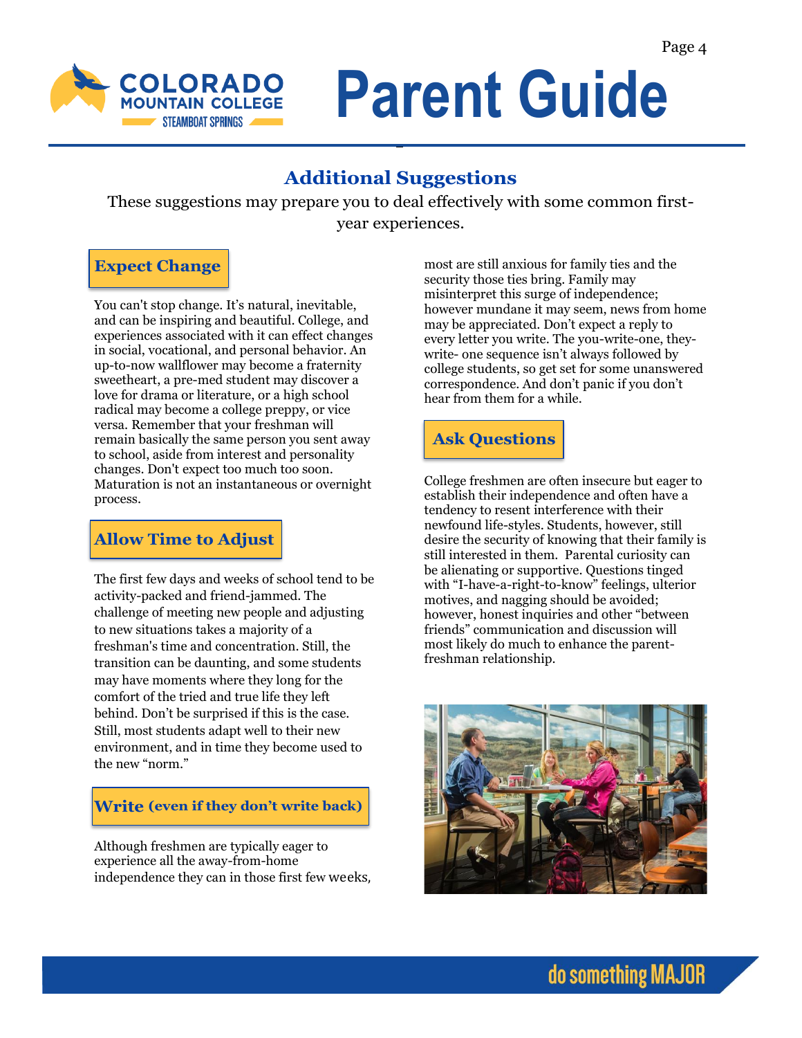## Additional Suggestions

These suggestions may prepare you to deal effectively with some common first-year experiences.

### Expect Change

You can't stop change. It's natural, inevitable, and can be inspiring and beautiful. College, and experiences associated with it can effect changes in social, vocational, and personal behavior. An up-to-now wallflower may become a fraternity sweetheart, a pre-med student may discover a love for drama or literature, or a high school radical may become a college preppy, or vice versa. Remember that your freshman will remain basically the same person you sent away to school, aside from interest and personality changes. Don't expect too much too soon. Maturation is not an instantaneous or overnight process.

### Allow Time to Adjust

The first few days and weeks of school tend to be activity-packed and friend-jammed. The challenge of meeting new people and adjusting to new situations takes a majority of a freshman's time and concentration. Still, the transition can be daunting, and some students may have moments where they long for the comfort of the tried and true life they left behind. Don't be surprised if this is the case. Still, most students adapt well to their new environment, and in time they become used to the new "norm."

### Write (even if they don't write back)

Although freshmen are typically eager to experience all the away-from-home independence they can in those first few weeks, most are still anxious for family ties and the security those ties bring. Family may misinterpret this surge of independence; however mundane it may seem, news from home may be appreciated. Don't expect a reply to every letter you write. The you-write-one, they-write- one sequence isn't always followed by college students, so get set for some unanswered correspondence. And don't panic if you don't hear from them for a while.

### Ask Questions

College freshmen are often insecure but eager to establish their independence and often have a tendency to resent interference with their newfound life-styles. Students, however, still desire the security of knowing that their family is still interested in them. Parental curiosity can be alienating or supportive. Questions tinged with "I-have-a-right-to-know" feelings, ulterior motives, and nagging should be avoided; however, honest inquiries and other "between friends" communication and discussion will most likely do much to enhance the parent-freshman relationship.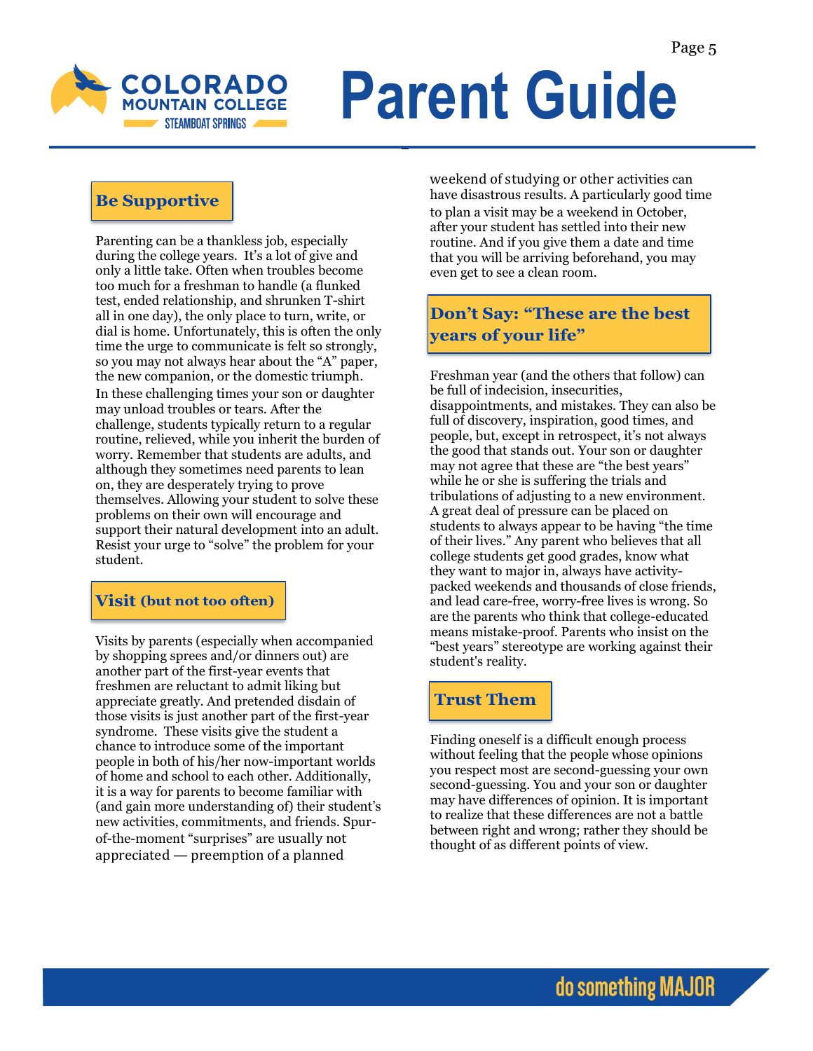## Be Supportive

Parenting can be a thankless job, especially during the college years. It's a lot of give and only a little take. Often when troubles become too much for a freshman to handle (a flunked test, ended relationship, and shrunken T-shirt all in one day), the only place to turn, write, or dial is home. Unfortunately, this is often the only time the urge to communicate is felt so strongly, so you may not always hear about the "A" paper, the new companion, or the domestic triumph. In these challenging times your son or daughter may unload troubles or tears. After the challenge, students typically return to a regular routine, relieved, while you inherit the burden of worry. Remember that students are adults, and although they sometimes need parents to lean on, they are desperately trying to prove themselves. Allowing your student to solve these problems on their own will encourage and support their natural development into an adult. Resist your urge to "solve" the problem for your student.

## Visit (but not too often)

Visits by parents (especially when accompanied by shopping sprees and/or dinners out) are another part of the first-year events that freshmen are reluctant to admit liking but appreciate greatly. And pretended disdain of those visits is just another part of the first-year syndrome. These visits give the student a chance to introduce some of the important people in both of his/her now-important worlds of home and school to each other. Additionally, it is a way for parents to become familiar with (and gain more understanding of) their student's new activities, commitments, and friends. Spur-of-the-moment "surprises" are usually not appreciated — preemption of a planned weekend of studying or other activities can have disastrous results. A particularly good time to plan a visit may be a weekend in October, after your student has settled into their new routine. And if you give them a date and time that you will be arriving beforehand, you may even get to see a clean room.

## Don't Say: "These are the best years of your life"

Freshman year (and the others that follow) can be full of indecision, insecurities, disappointments, and mistakes. They can also be full of discovery, inspiration, good times, and people, but, except in retrospect, it's not always the good that stands out. Your son or daughter may not agree that these are "the best years" while he or she is suffering the trials and tribulations of adjusting to a new environment. A great deal of pressure can be placed on students to always appear to be having "the time of their lives." Any parent who believes that all college students get good grades, know what they want to major in, always have activity-packed weekends and thousands of close friends, and lead care-free, worry-free lives is wrong. So are the parents who think that college-educated means mistake-proof. Parents who insist on the "best years" stereotype are working against their student's reality.

## Trust Them

Finding oneself is a difficult enough process without feeling that the people whose opinions you respect most are second-guessing your own second-guessing. You and your son or daughter may have differences of opinion. It is important to realize that these differences are not a battle between right and wrong; rather they should be thought of as different points of view.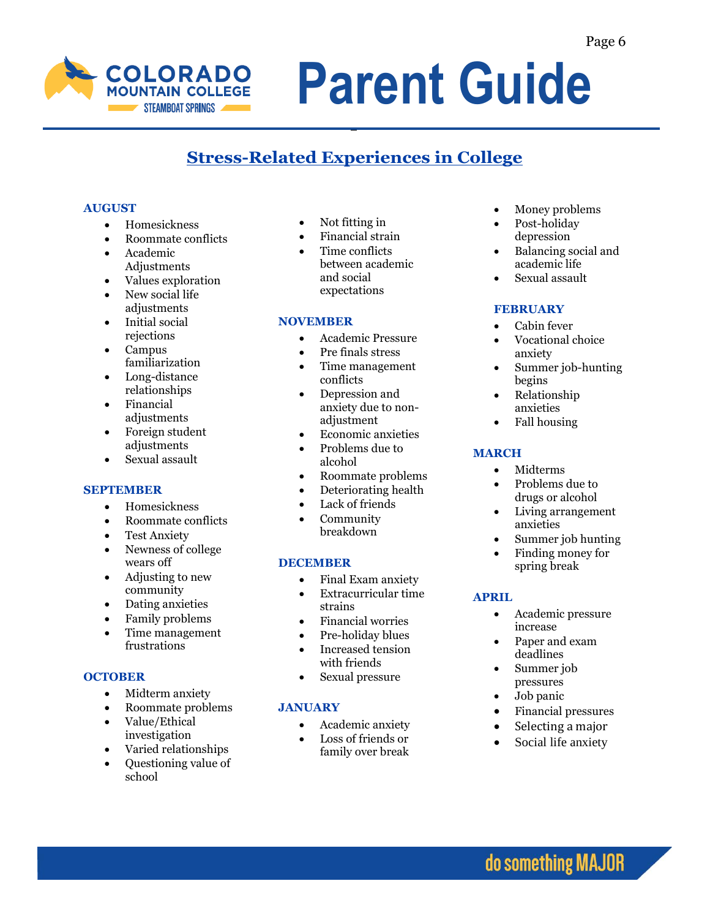## Stress-Related Experiences in College

### AUGUST

- Homesickness
- Roommate conflicts
- Academic Adjustments
- Values exploration
- New social life adjustments
- Initial social rejections
- Campus familiarization
- Long-distance relationships
- Financial adjustments
- Foreign student adjustments
- Sexual assault

### SEPTEMBER

- Homesickness
- Roommate conflicts
- Test Anxiety
- Newness of college wears off
- Adjusting to new community
- Dating anxieties
- Family problems
- Time management frustrations

### OCTOBER

- Midterm anxiety
- Roommate problems
- Value/Ethical investigation
- Varied relationships
- Questioning value of school
- Not fitting in
- Financial strain
- Time conflicts between academic and social expectations

### NOVEMBER

- Academic Pressure
- Pre finals stress
- Time management conflicts
- Depression and anxiety due to non-adjustment
- Economic anxieties
- Problems due to alcohol
- Roommate problems
- Deteriorating health
- Lack of friends
- Community breakdown

### DECEMBER

- Final Exam anxiety
- Extracurricular time strains
- Financial worries
- Pre-holiday blues
- Increased tension with friends
- Sexual pressure

### JANUARY

- Academic anxiety
- Loss of friends or family over break
- Money problems
- Post-holiday depression
- Balancing social and academic life
- Sexual assault

### FEBRUARY

- Cabin fever
- Vocational choice anxiety
- Summer job-hunting begins
- Relationship anxieties
- Fall housing

### MARCH

- Midterms
- Problems due to drugs or alcohol
- Living arrangement anxieties
- Summer job hunting
- Finding money for spring break

### APRIL

- Academic pressure increase
- Paper and exam deadlines
- Summer job pressures
- Job panic
- Financial pressures
- Selecting a major
- Social life anxiety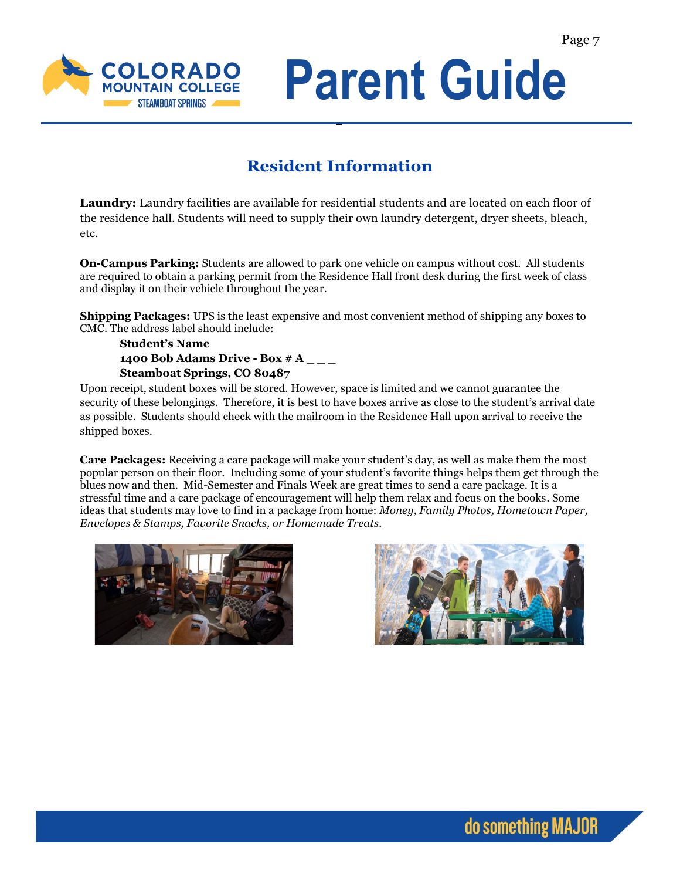## Resident Information

**Laundry:** Laundry facilities are available for residential students and are located on each floor of the residence hall. Students will need to supply their own laundry detergent, dryer sheets, bleach, etc.

**On-Campus Parking:** Students are allowed to park one vehicle on campus without cost. All students are required to obtain a parking permit from the Residence Hall front desk during the first week of class and display it on their vehicle throughout the year.

**Shipping Packages:** UPS is the least expensive and most convenient method of shipping any boxes to CMC. The address label should include:

> **Student's Name**
> **1400 Bob Adams Drive - Box # A _ _ _**
> **Steamboat Springs, CO 80487**

Upon receipt, student boxes will be stored. However, space is limited and we cannot guarantee the security of these belongings. Therefore, it is best to have boxes arrive as close to the student's arrival date as possible. Students should check with the mailroom in the Residence Hall upon arrival to receive the shipped boxes.

**Care Packages:** Receiving a care package will make your student's day, as well as make them the most popular person on their floor. Including some of your student's favorite things helps them get through the blues now and then. Mid-Semester and Finals Week are great times to send a care package. It is a stressful time and a care package of encouragement will help them relax and focus on the books. Some ideas that students may love to find in a package from home: *Money, Family Photos, Hometown Paper, Envelopes & Stamps, Favorite Snacks, or Homemade Treats*.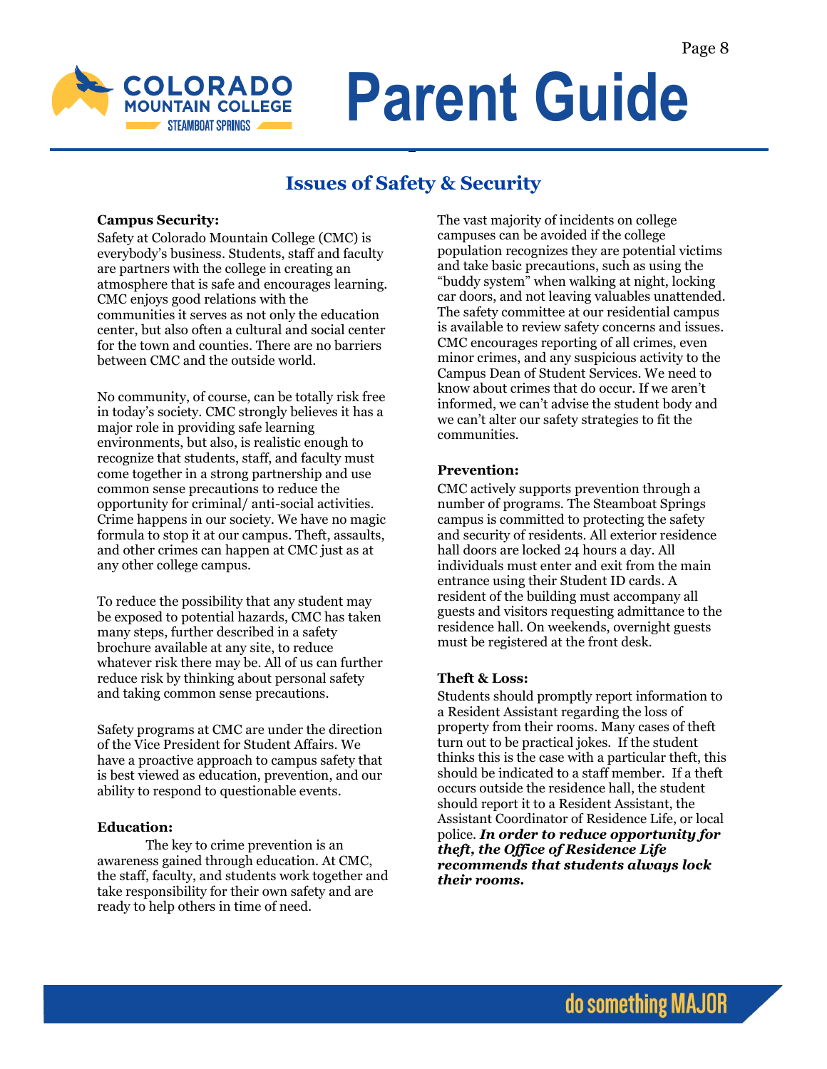## Issues of Safety & Security

**Campus Security:**

Safety at Colorado Mountain College (CMC) is everybody's business. Students, staff and faculty are partners with the college in creating an atmosphere that is safe and encourages learning. CMC enjoys good relations with the communities it serves as not only the education center, but also often a cultural and social center for the town and counties. There are no barriers between CMC and the outside world.

No community, of course, can be totally risk free in today's society. CMC strongly believes it has a major role in providing safe learning environments, but also, is realistic enough to recognize that students, staff, and faculty must come together in a strong partnership and use common sense precautions to reduce the opportunity for criminal/ anti-social activities. Crime happens in our society. We have no magic formula to stop it at our campus. Theft, assaults, and other crimes can happen at CMC just as at any other college campus.

To reduce the possibility that any student may be exposed to potential hazards, CMC has taken many steps, further described in a safety brochure available at any site, to reduce whatever risk there may be. All of us can further reduce risk by thinking about personal safety and taking common sense precautions.

Safety programs at CMC are under the direction of the Vice President for Student Affairs. We have a proactive approach to campus safety that is best viewed as education, prevention, and our ability to respond to questionable events.

**Education:**

The key to crime prevention is an awareness gained through education. At CMC, the staff, faculty, and students work together and take responsibility for their own safety and are ready to help others in time of need.

The vast majority of incidents on college campuses can be avoided if the college population recognizes they are potential victims and take basic precautions, such as using the "buddy system" when walking at night, locking car doors, and not leaving valuables unattended. The safety committee at our residential campus is available to review safety concerns and issues. CMC encourages reporting of all crimes, even minor crimes, and any suspicious activity to the Campus Dean of Student Services. We need to know about crimes that do occur. If we aren't informed, we can't advise the student body and we can't alter our safety strategies to fit the communities.

**Prevention:**

CMC actively supports prevention through a number of programs. The Steamboat Springs campus is committed to protecting the safety and security of residents. All exterior residence hall doors are locked 24 hours a day. All individuals must enter and exit from the main entrance using their Student ID cards. A resident of the building must accompany all guests and visitors requesting admittance to the residence hall. On weekends, overnight guests must be registered at the front desk.

**Theft & Loss:**

Students should promptly report information to a Resident Assistant regarding the loss of property from their rooms. Many cases of theft turn out to be practical jokes. If the student thinks this is the case with a particular theft, this should be indicated to a staff member. If a theft occurs outside the residence hall, the student should report it to a Resident Assistant, the Assistant Coordinator of Residence Life, or local police. ***In order to reduce opportunity for theft, the Office of Residence Life recommends that students always lock their rooms.***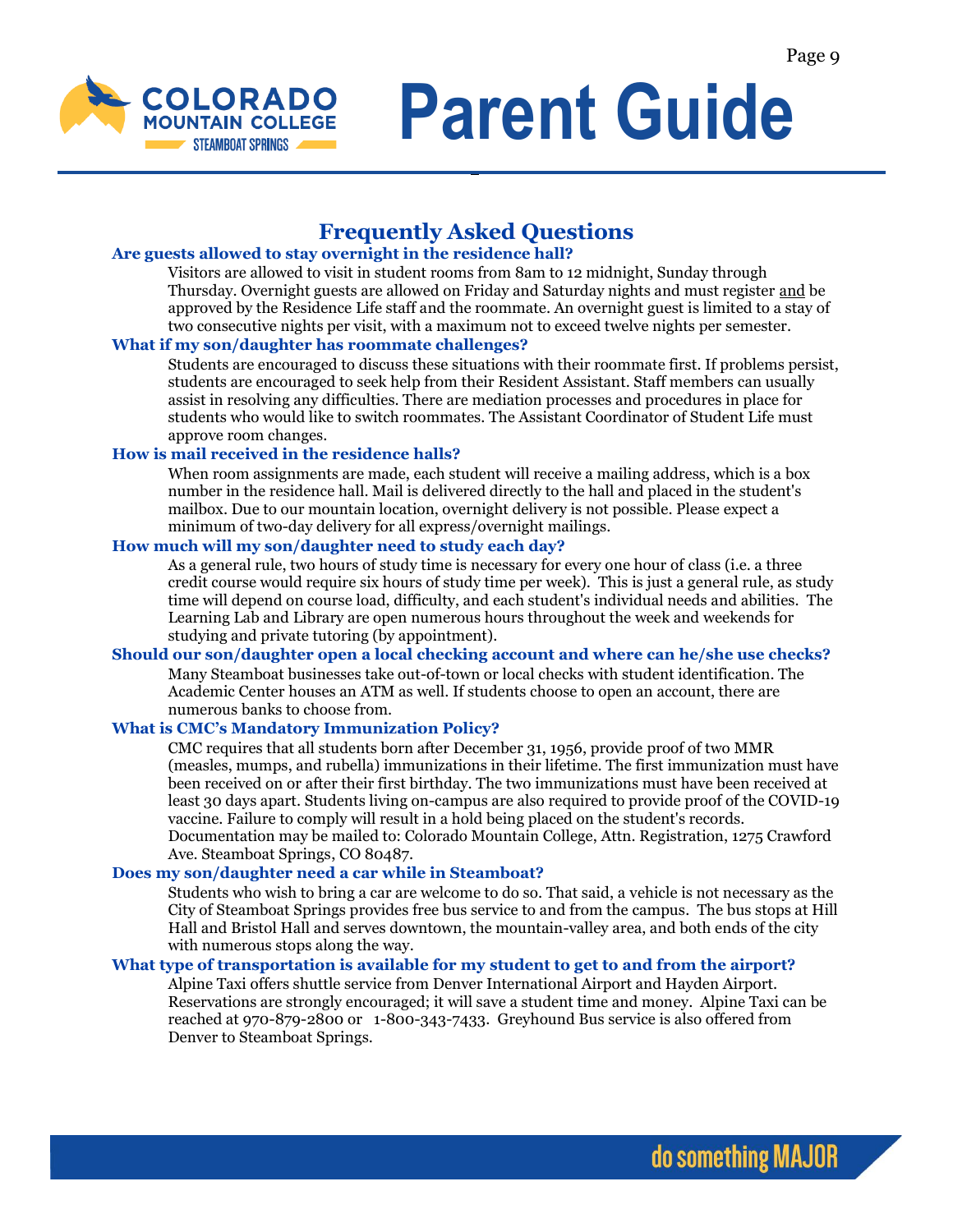## Frequently Asked Questions

### Are guests allowed to stay overnight in the residence hall?

Visitors are allowed to visit in student rooms from 8am to 12 midnight, Sunday through Thursday. Overnight guests are allowed on Friday and Saturday nights and must register and be approved by the Residence Life staff and the roommate. An overnight guest is limited to a stay of two consecutive nights per visit, with a maximum not to exceed twelve nights per semester.

### What if my son/daughter has roommate challenges?

Students are encouraged to discuss these situations with their roommate first. If problems persist, students are encouraged to seek help from their Resident Assistant. Staff members can usually assist in resolving any difficulties. There are mediation processes and procedures in place for students who would like to switch roommates. The Assistant Coordinator of Student Life must approve room changes.

### How is mail received in the residence halls?

When room assignments are made, each student will receive a mailing address, which is a box number in the residence hall. Mail is delivered directly to the hall and placed in the student's mailbox. Due to our mountain location, overnight delivery is not possible. Please expect a minimum of two-day delivery for all express/overnight mailings.

### How much will my son/daughter need to study each day?

As a general rule, two hours of study time is necessary for every one hour of class (i.e. a three credit course would require six hours of study time per week). This is just a general rule, as study time will depend on course load, difficulty, and each student's individual needs and abilities. The Learning Lab and Library are open numerous hours throughout the week and weekends for studying and private tutoring (by appointment).

### Should our son/daughter open a local checking account and where can he/she use checks?

Many Steamboat businesses take out-of-town or local checks with student identification. The Academic Center houses an ATM as well. If students choose to open an account, there are numerous banks to choose from.

### What is CMC's Mandatory Immunization Policy?

CMC requires that all students born after December 31, 1956, provide proof of two MMR (measles, mumps, and rubella) immunizations in their lifetime. The first immunization must have been received on or after their first birthday. The two immunizations must have been received at least 30 days apart. Students living on-campus are also required to provide proof of the COVID-19 vaccine. Failure to comply will result in a hold being placed on the student's records. Documentation may be mailed to: Colorado Mountain College, Attn. Registration, 1275 Crawford Ave. Steamboat Springs, CO 80487.

### Does my son/daughter need a car while in Steamboat?

Students who wish to bring a car are welcome to do so. That said, a vehicle is not necessary as the City of Steamboat Springs provides free bus service to and from the campus. The bus stops at Hill Hall and Bristol Hall and serves downtown, the mountain-valley area, and both ends of the city with numerous stops along the way.

### What type of transportation is available for my student to get to and from the airport?

Alpine Taxi offers shuttle service from Denver International Airport and Hayden Airport. Reservations are strongly encouraged; it will save a student time and money. Alpine Taxi can be reached at 970-879-2800 or 1-800-343-7433. Greyhound Bus service is also offered from Denver to Steamboat Springs.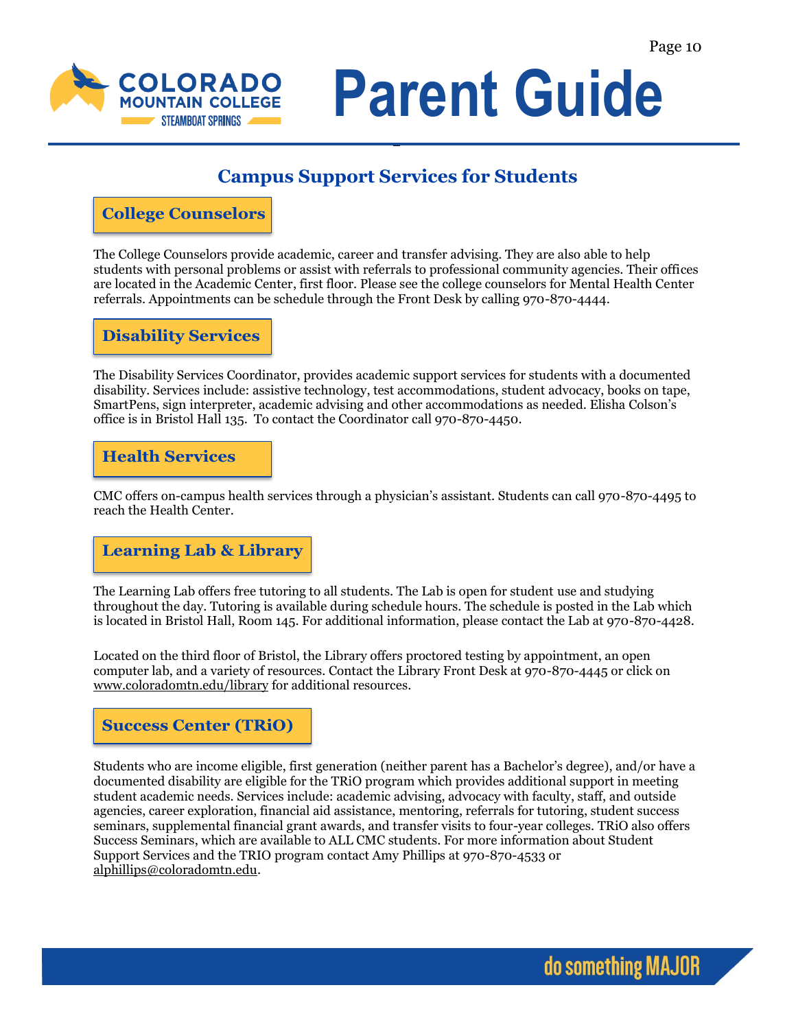## Campus Support Services for Students

### College Counselors

The College Counselors provide academic, career and transfer advising. They are also able to help students with personal problems or assist with referrals to professional community agencies. Their offices are located in the Academic Center, first floor. Please see the college counselors for Mental Health Center referrals. Appointments can be schedule through the Front Desk by calling 970-870-4444.

### Disability Services

The Disability Services Coordinator, provides academic support services for students with a documented disability. Services include: assistive technology, test accommodations, student advocacy, books on tape, SmartPens, sign interpreter, academic advising and other accommodations as needed. Elisha Colson's office is in Bristol Hall 135. To contact the Coordinator call 970-870-4450.

### Health Services

CMC offers on-campus health services through a physician's assistant. Students can call 970-870-4495 to reach the Health Center.

### Learning Lab & Library

The Learning Lab offers free tutoring to all students. The Lab is open for student use and studying throughout the day. Tutoring is available during schedule hours. The schedule is posted in the Lab which is located in Bristol Hall, Room 145. For additional information, please contact the Lab at 970-870-4428.

Located on the third floor of Bristol, the Library offers proctored testing by appointment, an open computer lab, and a variety of resources. Contact the Library Front Desk at 970-870-4445 or click on www.coloradomtn.edu/library for additional resources.

### Success Center (TRiO)

Students who are income eligible, first generation (neither parent has a Bachelor's degree), and/or have a documented disability are eligible for the TRiO program which provides additional support in meeting student academic needs. Services include: academic advising, advocacy with faculty, staff, and outside agencies, career exploration, financial aid assistance, mentoring, referrals for tutoring, student success seminars, supplemental financial grant awards, and transfer visits to four-year colleges. TRiO also offers Success Seminars, which are available to ALL CMC students. For more information about Student Support Services and the TRIO program contact Amy Phillips at 970-870-4533 or alphillips@coloradomtn.edu.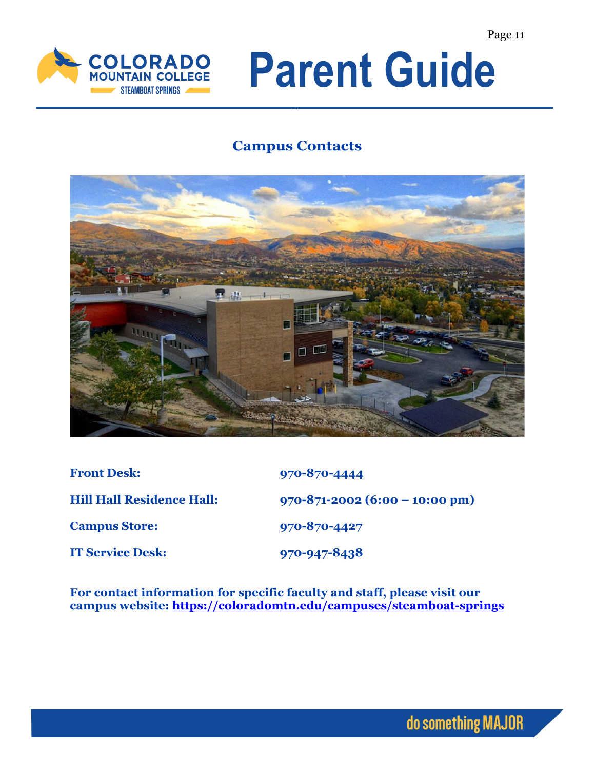## Campus Contacts

| | |
|---|---|
| **Front Desk:** | **970-870-4444** |
| **Hill Hall Residence Hall:** | **970-871-2002 (6:00 – 10:00 pm)** |
| **Campus Store:** | **970-870-4427** |
| **IT Service Desk:** | **970-947-8438** |

**For contact information for specific faculty and staff, please visit our campus website: https://coloradomtn.edu/campuses/steamboat-springs**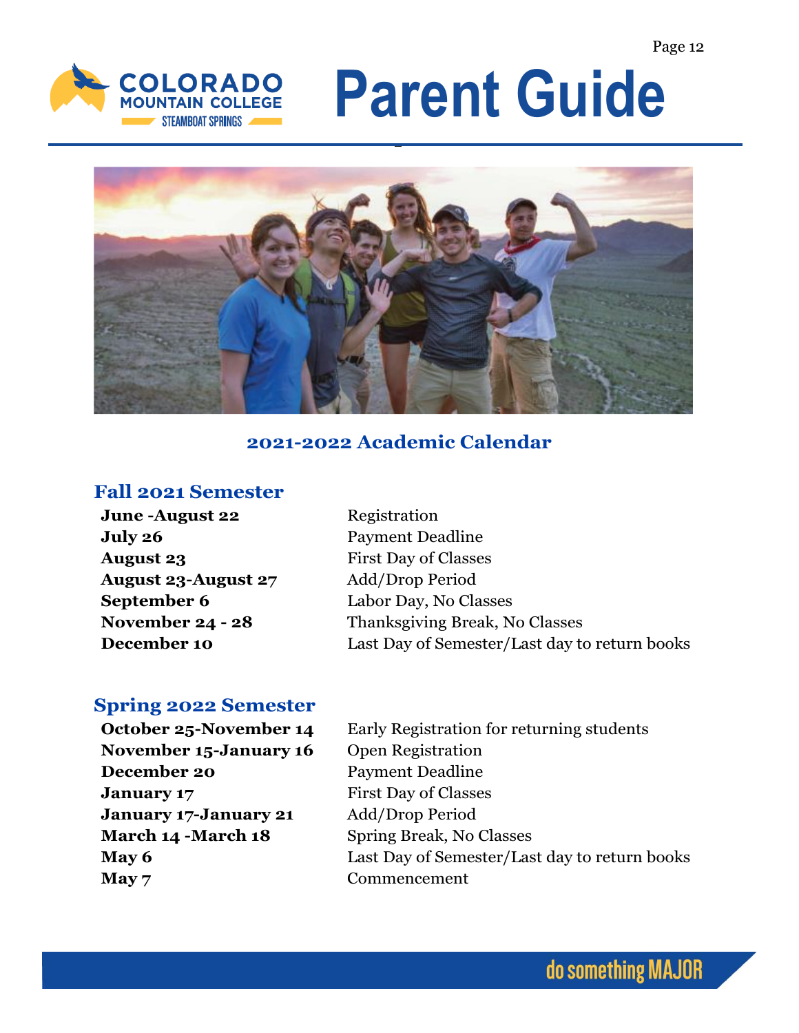# Parent Guide

## 2021-2022 Academic Calendar

### Fall 2021 Semester

| | |
|---|---|
| **June -August 22** | Registration |
| **July 26** | Payment Deadline |
| **August 23** | First Day of Classes |
| **August 23-August 27** | Add/Drop Period |
| **September 6** | Labor Day, No Classes |
| **November 24 - 28** | Thanksgiving Break, No Classes |
| **December 10** | Last Day of Semester/Last day to return books |

### Spring 2022 Semester

| | |
|---|---|
| **October 25-November 14** | Early Registration for returning students |
| **November 15-January 16** | Open Registration |
| **December 20** | Payment Deadline |
| **January 17** | First Day of Classes |
| **January 17-January 21** | Add/Drop Period |
| **March 14 -March 18** | Spring Break, No Classes |
| **May 6** | Last Day of Semester/Last day to return books |
| **May 7** | Commencement |

do something MAJOR